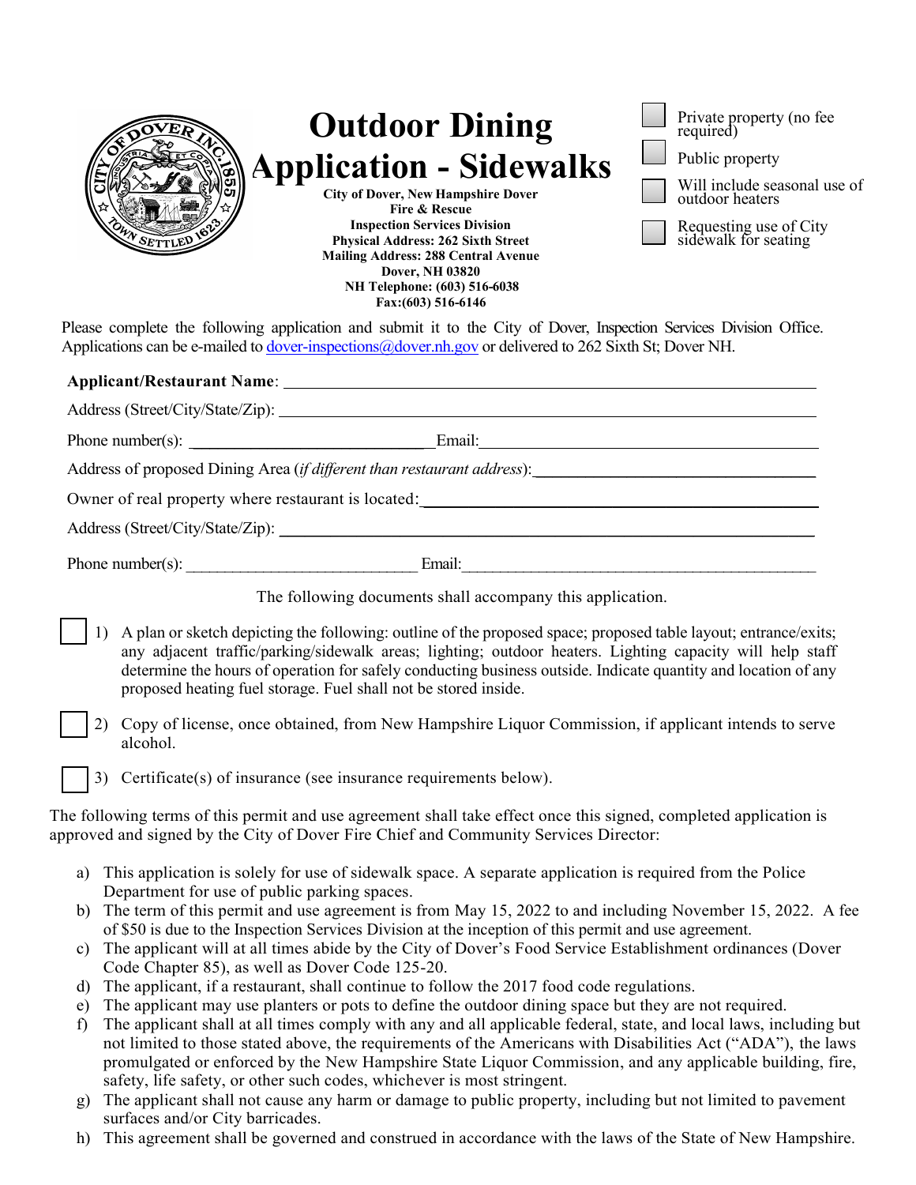# Outdoor Dining Application - Sidewalks

**City of Dover, New Hampshire Dover Fire & Rescue**
**Inspection Services Division**
**Physical Address: 262 Sixth Street**
**Mailing Address: 288 Central Avenue**
**Dover, NH 03820**
**NH Telephone: (603) 516-6038**
**Fax:(603) 516-6146**

- ☐ Private property (no fee required)
- ☐ Public property
- ☐ Will include seasonal use of outdoor heaters
- ☐ Requesting use of City sidewalk for seating

Please complete the following application and submit it to the City of Dover, Inspection Services Division Office. Applications can be e-mailed to dover-inspections@dover.nh.gov or delivered to 262 Sixth St; Dover NH.

**Applicant/Restaurant Name**: ____________________

Address (Street/City/State/Zip): ____________________

Phone number(s): ____________________ Email: ____________________

Address of proposed Dining Area (*if different than restaurant address*): ____________________

Owner of real property where restaurant is located: ____________________

Address (Street/City/State/Zip): ____________________

Phone number(s): ____________________ Email: ____________________

The following documents shall accompany this application.

- ☐ 1) A plan or sketch depicting the following: outline of the proposed space; proposed table layout; entrance/exits; any adjacent traffic/parking/sidewalk areas; lighting; outdoor heaters. Lighting capacity will help staff determine the hours of operation for safely conducting business outside. Indicate quantity and location of any proposed heating fuel storage. Fuel shall not be stored inside.
- ☐ 2) Copy of license, once obtained, from New Hampshire Liquor Commission, if applicant intends to serve alcohol.
- ☐ 3) Certificate(s) of insurance (see insurance requirements below).

The following terms of this permit and use agreement shall take effect once this signed, completed application is approved and signed by the City of Dover Fire Chief and Community Services Director:

a) This application is solely for use of sidewalk space. A separate application is required from the Police Department for use of public parking spaces.
b) The term of this permit and use agreement is from May 15, 2022 to and including November 15, 2022. A fee of $50 is due to the Inspection Services Division at the inception of this permit and use agreement.
c) The applicant will at all times abide by the City of Dover's Food Service Establishment ordinances (Dover Code Chapter 85), as well as Dover Code 125-20.
d) The applicant, if a restaurant, shall continue to follow the 2017 food code regulations.
e) The applicant may use planters or pots to define the outdoor dining space but they are not required.
f) The applicant shall at all times comply with any and all applicable federal, state, and local laws, including but not limited to those stated above, the requirements of the Americans with Disabilities Act ("ADA"), the laws promulgated or enforced by the New Hampshire State Liquor Commission, and any applicable building, fire, safety, life safety, or other such codes, whichever is most stringent.
g) The applicant shall not cause any harm or damage to public property, including but not limited to pavement surfaces and/or City barricades.
h) This agreement shall be governed and construed in accordance with the laws of the State of New Hampshire.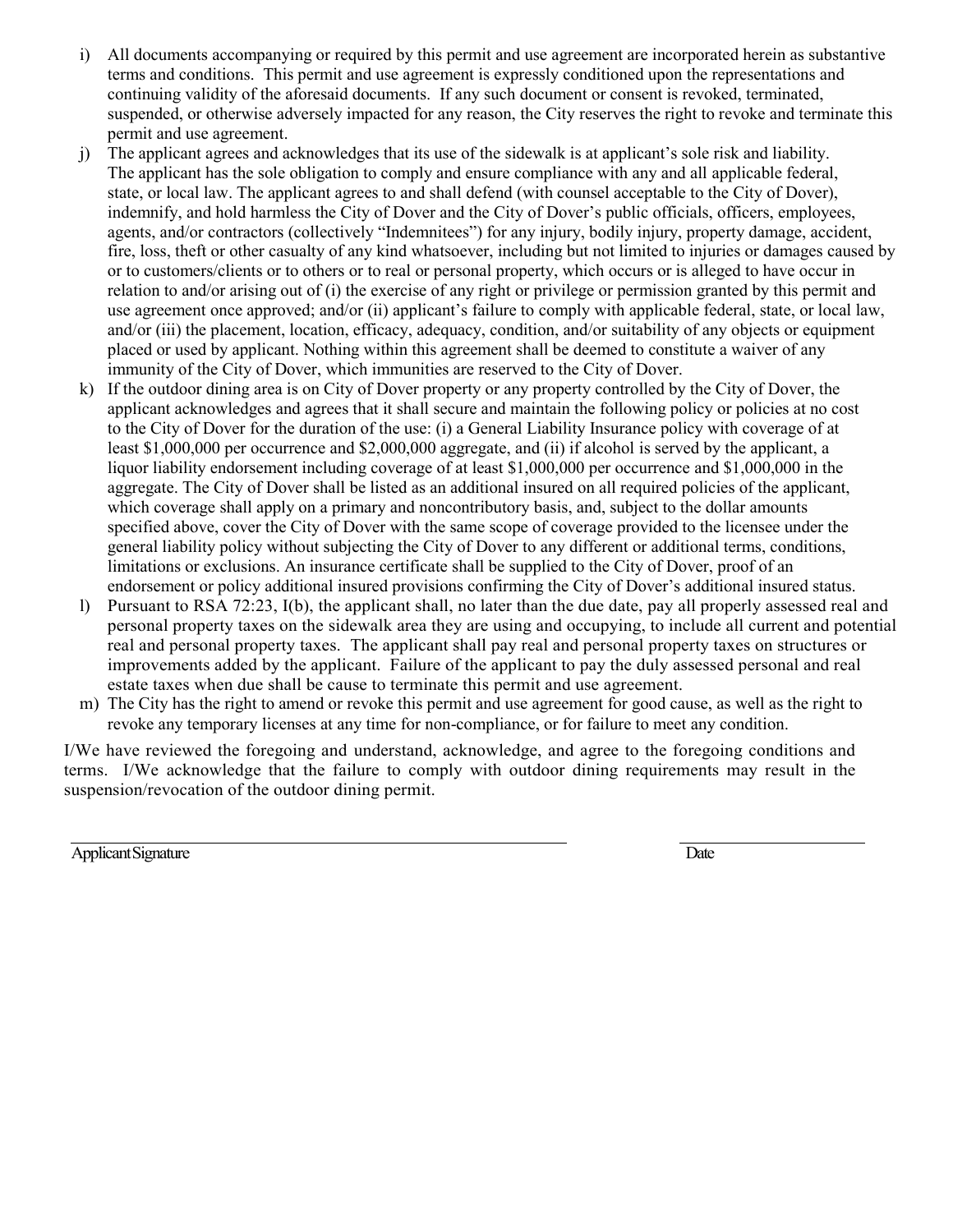i) All documents accompanying or required by this permit and use agreement are incorporated herein as substantive terms and conditions. This permit and use agreement is expressly conditioned upon the representations and continuing validity of the aforesaid documents. If any such document or consent is revoked, terminated, suspended, or otherwise adversely impacted for any reason, the City reserves the right to revoke and terminate this permit and use agreement.

j) The applicant agrees and acknowledges that its use of the sidewalk is at applicant's sole risk and liability. The applicant has the sole obligation to comply and ensure compliance with any and all applicable federal, state, or local law. The applicant agrees to and shall defend (with counsel acceptable to the City of Dover), indemnify, and hold harmless the City of Dover and the City of Dover's public officials, officers, employees, agents, and/or contractors (collectively "Indemnitees") for any injury, bodily injury, property damage, accident, fire, loss, theft or other casualty of any kind whatsoever, including but not limited to injuries or damages caused by or to customers/clients or to others or to real or personal property, which occurs or is alleged to have occur in relation to and/or arising out of (i) the exercise of any right or privilege or permission granted by this permit and use agreement once approved; and/or (ii) applicant's failure to comply with applicable federal, state, or local law, and/or (iii) the placement, location, efficacy, adequacy, condition, and/or suitability of any objects or equipment placed or used by applicant. Nothing within this agreement shall be deemed to constitute a waiver of any immunity of the City of Dover, which immunities are reserved to the City of Dover.

k) If the outdoor dining area is on City of Dover property or any property controlled by the City of Dover, the applicant acknowledges and agrees that it shall secure and maintain the following policy or policies at no cost to the City of Dover for the duration of the use: (i) a General Liability Insurance policy with coverage of at least $1,000,000 per occurrence and $2,000,000 aggregate, and (ii) if alcohol is served by the applicant, a liquor liability endorsement including coverage of at least $1,000,000 per occurrence and $1,000,000 in the aggregate. The City of Dover shall be listed as an additional insured on all required policies of the applicant, which coverage shall apply on a primary and noncontributory basis, and, subject to the dollar amounts specified above, cover the City of Dover with the same scope of coverage provided to the licensee under the general liability policy without subjecting the City of Dover to any different or additional terms, conditions, limitations or exclusions. An insurance certificate shall be supplied to the City of Dover, proof of an endorsement or policy additional insured provisions confirming the City of Dover's additional insured status.

l) Pursuant to RSA 72:23, I(b), the applicant shall, no later than the due date, pay all properly assessed real and personal property taxes on the sidewalk area they are using and occupying, to include all current and potential real and personal property taxes. The applicant shall pay real and personal property taxes on structures or improvements added by the applicant. Failure of the applicant to pay the duly assessed personal and real estate taxes when due shall be cause to terminate this permit and use agreement.

m) The City has the right to amend or revoke this permit and use agreement for good cause, as well as the right to revoke any temporary licenses at any time for non-compliance, or for failure to meet any condition.

I/We have reviewed the foregoing and understand, acknowledge, and agree to the foregoing conditions and terms. I/We acknowledge that the failure to comply with outdoor dining requirements may result in the suspension/revocation of the outdoor dining permit.

_______________________________________________ &nbsp;&nbsp;&nbsp;&nbsp; ____________________

Applicant Signature &nbsp;&nbsp;&nbsp;&nbsp; Date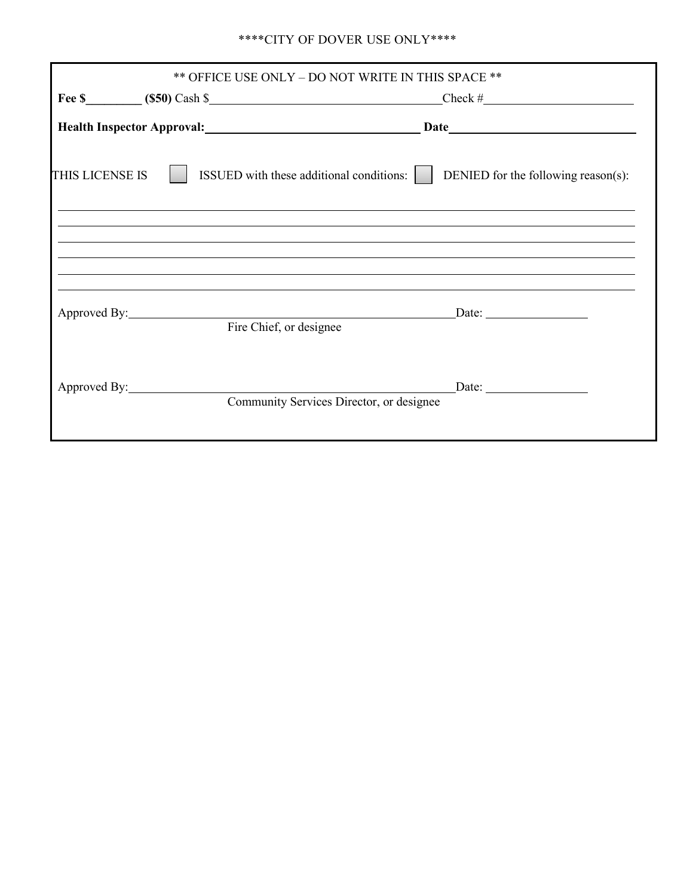****CITY OF DOVER USE ONLY****

** OFFICE USE ONLY – DO NOT WRITE IN THIS SPACE **

**Fee $_________ ($50)** Cash $______________________________ Check #____________________

**Health Inspector Approval:**______________________________ **Date**________________________

THIS LICENSE IS ☐ ISSUED with these additional conditions: ☐ DENIED for the following reason(s):

______________________________________________________________________________

______________________________________________________________________________

______________________________________________________________________________

______________________________________________________________________________

______________________________________________________________________________

______________________________________________________________________________

Approved By:____________________________________________ Date: ______________
Fire Chief, or designee

Approved By:____________________________________________ Date: ______________
Community Services Director, or designee